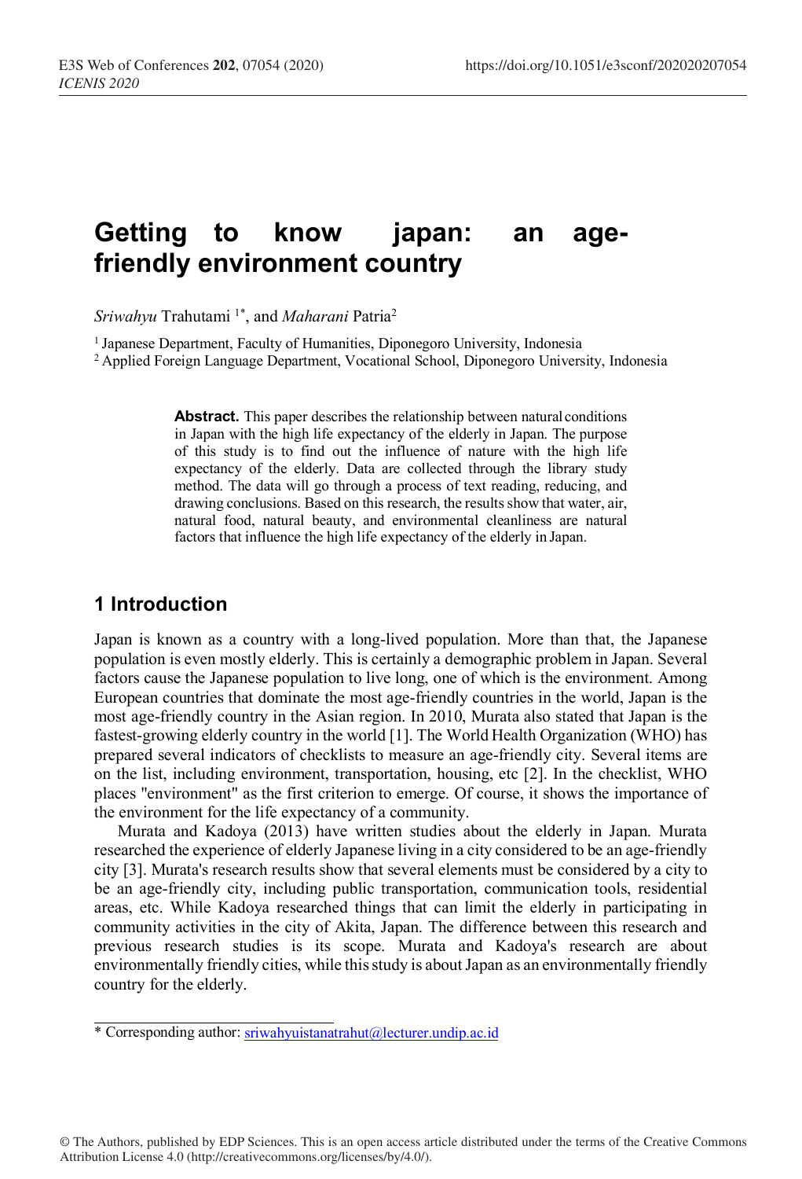# Getting to know japan: an age-friendly environment country

*Sriwahyu* Trahutami [1*], and *Maharani* Patria[2]

[1] Japanese Department, Faculty of Humanities, Diponegoro University, Indonesia

[2] Applied Foreign Language Department, Vocational School, Diponegoro University, Indonesia

**Abstract.** This paper describes the relationship between natural conditions in Japan with the high life expectancy of the elderly in Japan. The purpose of this study is to find out the influence of nature with the high life expectancy of the elderly. Data are collected through the library study method. The data will go through a process of text reading, reducing, and drawing conclusions. Based on this research, the results show that water, air, natural food, natural beauty, and environmental cleanliness are natural factors that influence the high life expectancy of the elderly in Japan.

## 1 Introduction

Japan is known as a country with a long-lived population. More than that, the Japanese population is even mostly elderly. This is certainly a demographic problem in Japan. Several factors cause the Japanese population to live long, one of which is the environment. Among European countries that dominate the most age-friendly countries in the world, Japan is the most age-friendly country in the Asian region. In 2010, Murata also stated that Japan is the fastest-growing elderly country in the world [1]. The World Health Organization (WHO) has prepared several indicators of checklists to measure an age-friendly city. Several items are on the list, including environment, transportation, housing, etc [2]. In the checklist, WHO places "environment" as the first criterion to emerge. Of course, it shows the importance of the environment for the life expectancy of a community.

Murata and Kadoya (2013) have written studies about the elderly in Japan. Murata researched the experience of elderly Japanese living in a city considered to be an age-friendly city [3]. Murata's research results show that several elements must be considered by a city to be an age-friendly city, including public transportation, communication tools, residential areas, etc. While Kadoya researched things that can limit the elderly in participating in community activities in the city of Akita, Japan. The difference between this research and previous research studies is its scope. Murata and Kadoya's research are about environmentally friendly cities, while this study is about Japan as an environmentally friendly country for the elderly.

* Corresponding author: sriwahyuistanatrahut@lecturer.undip.ac.id

© The Authors, published by EDP Sciences. This is an open access article distributed under the terms of the Creative Commons Attribution License 4.0 (http://creativecommons.org/licenses/by/4.0/).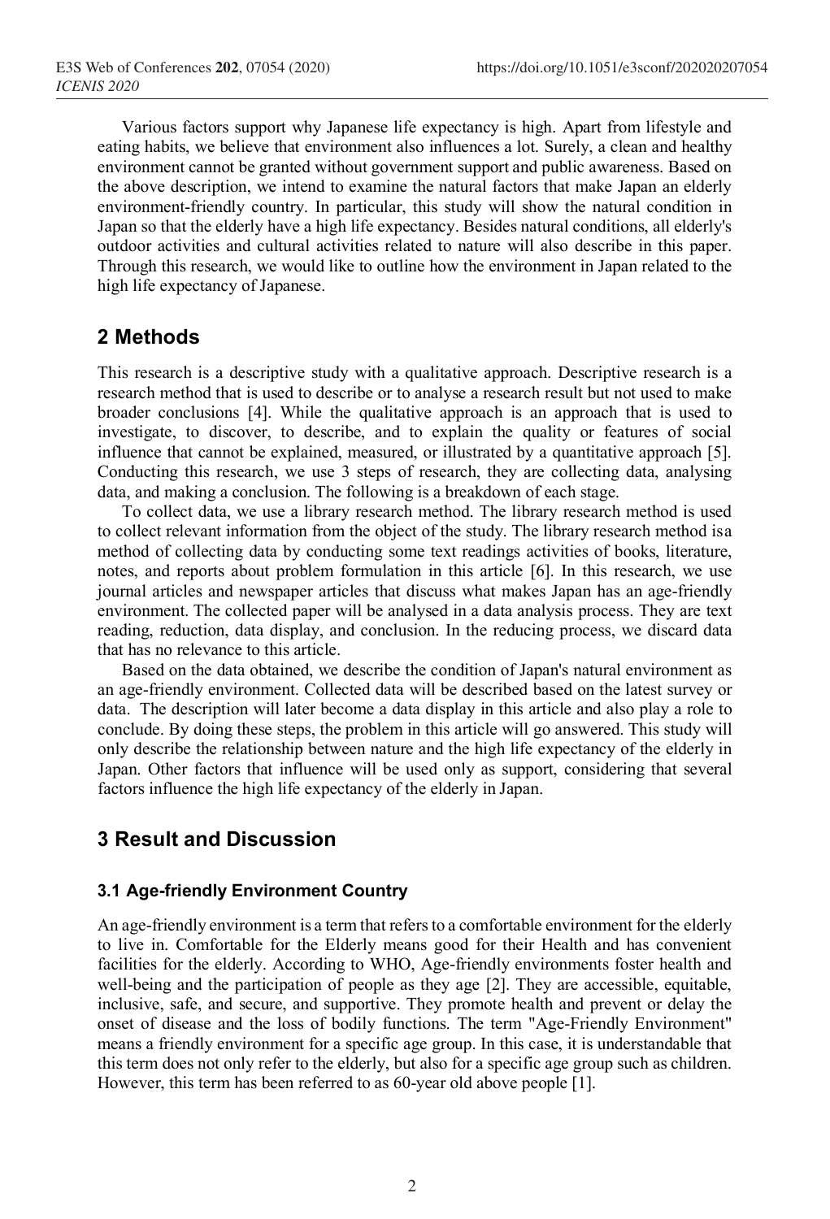Various factors support why Japanese life expectancy is high. Apart from lifestyle and eating habits, we believe that environment also influences a lot. Surely, a clean and healthy environment cannot be granted without government support and public awareness. Based on the above description, we intend to examine the natural factors that make Japan an elderly environment-friendly country. In particular, this study will show the natural condition in Japan so that the elderly have a high life expectancy. Besides natural conditions, all elderly's outdoor activities and cultural activities related to nature will also describe in this paper. Through this research, we would like to outline how the environment in Japan related to the high life expectancy of Japanese.

## 2 Methods

This research is a descriptive study with a qualitative approach. Descriptive research is a research method that is used to describe or to analyse a research result but not used to make broader conclusions [4]. While the qualitative approach is an approach that is used to investigate, to discover, to describe, and to explain the quality or features of social influence that cannot be explained, measured, or illustrated by a quantitative approach [5]. Conducting this research, we use 3 steps of research, they are collecting data, analysing data, and making a conclusion. The following is a breakdown of each stage.

To collect data, we use a library research method. The library research method is used to collect relevant information from the object of the study. The library research method isa method of collecting data by conducting some text readings activities of books, literature, notes, and reports about problem formulation in this article [6]. In this research, we use journal articles and newspaper articles that discuss what makes Japan has an age-friendly environment. The collected paper will be analysed in a data analysis process. They are text reading, reduction, data display, and conclusion. In the reducing process, we discard data that has no relevance to this article.

Based on the data obtained, we describe the condition of Japan's natural environment as an age-friendly environment. Collected data will be described based on the latest survey or data. The description will later become a data display in this article and also play a role to conclude. By doing these steps, the problem in this article will go answered. This study will only describe the relationship between nature and the high life expectancy of the elderly in Japan. Other factors that influence will be used only as support, considering that several factors influence the high life expectancy of the elderly in Japan.

## 3 Result and Discussion

### 3.1 Age-friendly Environment Country

An age-friendly environment is a term that refers to a comfortable environment for the elderly to live in. Comfortable for the Elderly means good for their Health and has convenient facilities for the elderly. According to WHO, Age-friendly environments foster health and well-being and the participation of people as they age [2]. They are accessible, equitable, inclusive, safe, and secure, and supportive. They promote health and prevent or delay the onset of disease and the loss of bodily functions. The term "Age-Friendly Environment" means a friendly environment for a specific age group. In this case, it is understandable that this term does not only refer to the elderly, but also for a specific age group such as children. However, this term has been referred to as 60-year old above people [1].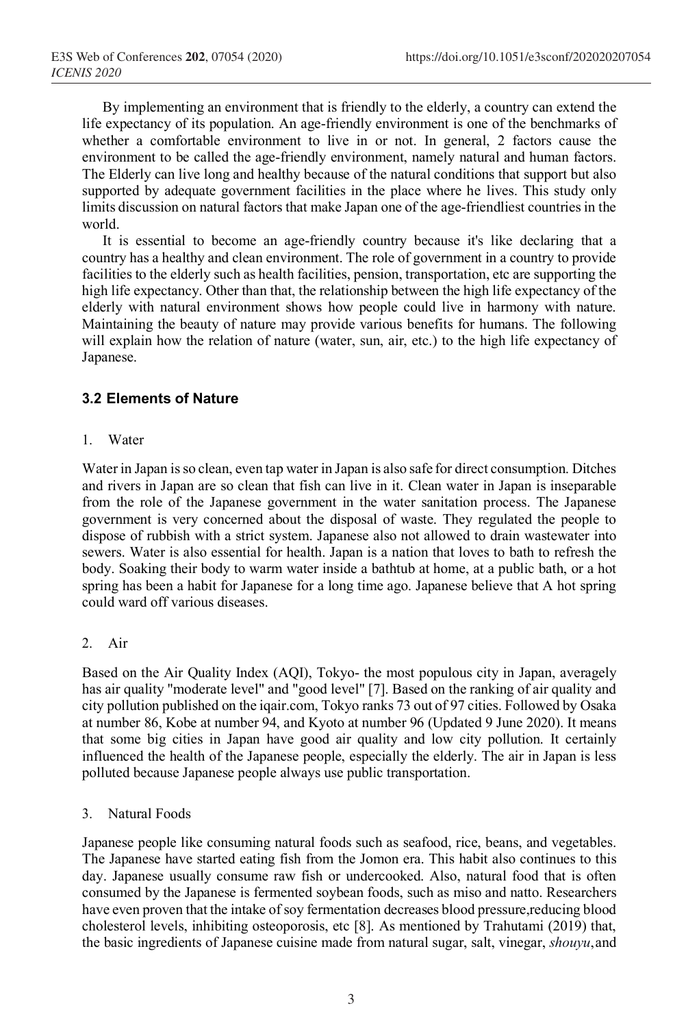By implementing an environment that is friendly to the elderly, a country can extend the life expectancy of its population. An age-friendly environment is one of the benchmarks of whether a comfortable environment to live in or not. In general, 2 factors cause the environment to be called the age-friendly environment, namely natural and human factors. The Elderly can live long and healthy because of the natural conditions that support but also supported by adequate government facilities in the place where he lives. This study only limits discussion on natural factors that make Japan one of the age-friendliest countries in the world.

It is essential to become an age-friendly country because it's like declaring that a country has a healthy and clean environment. The role of government in a country to provide facilities to the elderly such as health facilities, pension, transportation, etc are supporting the high life expectancy. Other than that, the relationship between the high life expectancy of the elderly with natural environment shows how people could live in harmony with nature. Maintaining the beauty of nature may provide various benefits for humans. The following will explain how the relation of nature (water, sun, air, etc.) to the high life expectancy of Japanese.

### 3.2 Elements of Nature

1. Water

Water in Japan is so clean, even tap water in Japan is also safe for direct consumption. Ditches and rivers in Japan are so clean that fish can live in it. Clean water in Japan is inseparable from the role of the Japanese government in the water sanitation process. The Japanese government is very concerned about the disposal of waste. They regulated the people to dispose of rubbish with a strict system. Japanese also not allowed to drain wastewater into sewers. Water is also essential for health. Japan is a nation that loves to bath to refresh the body. Soaking their body to warm water inside a bathtub at home, at a public bath, or a hot spring has been a habit for Japanese for a long time ago. Japanese believe that A hot spring could ward off various diseases.

2. Air

Based on the Air Quality Index (AQI), Tokyo- the most populous city in Japan, averagely has air quality "moderate level" and "good level" [7]. Based on the ranking of air quality and city pollution published on the iqair.com, Tokyo ranks 73 out of 97 cities. Followed by Osaka at number 86, Kobe at number 94, and Kyoto at number 96 (Updated 9 June 2020). It means that some big cities in Japan have good air quality and low city pollution. It certainly influenced the health of the Japanese people, especially the elderly. The air in Japan is less polluted because Japanese people always use public transportation.

3. Natural Foods

Japanese people like consuming natural foods such as seafood, rice, beans, and vegetables. The Japanese have started eating fish from the Jomon era. This habit also continues to this day. Japanese usually consume raw fish or undercooked. Also, natural food that is often consumed by the Japanese is fermented soybean foods, such as miso and natto. Researchers have even proven that the intake of soy fermentation decreases blood pressure,reducing blood cholesterol levels, inhibiting osteoporosis, etc [8]. As mentioned by Trahutami (2019) that, the basic ingredients of Japanese cuisine made from natural sugar, salt, vinegar, *shouyu*,and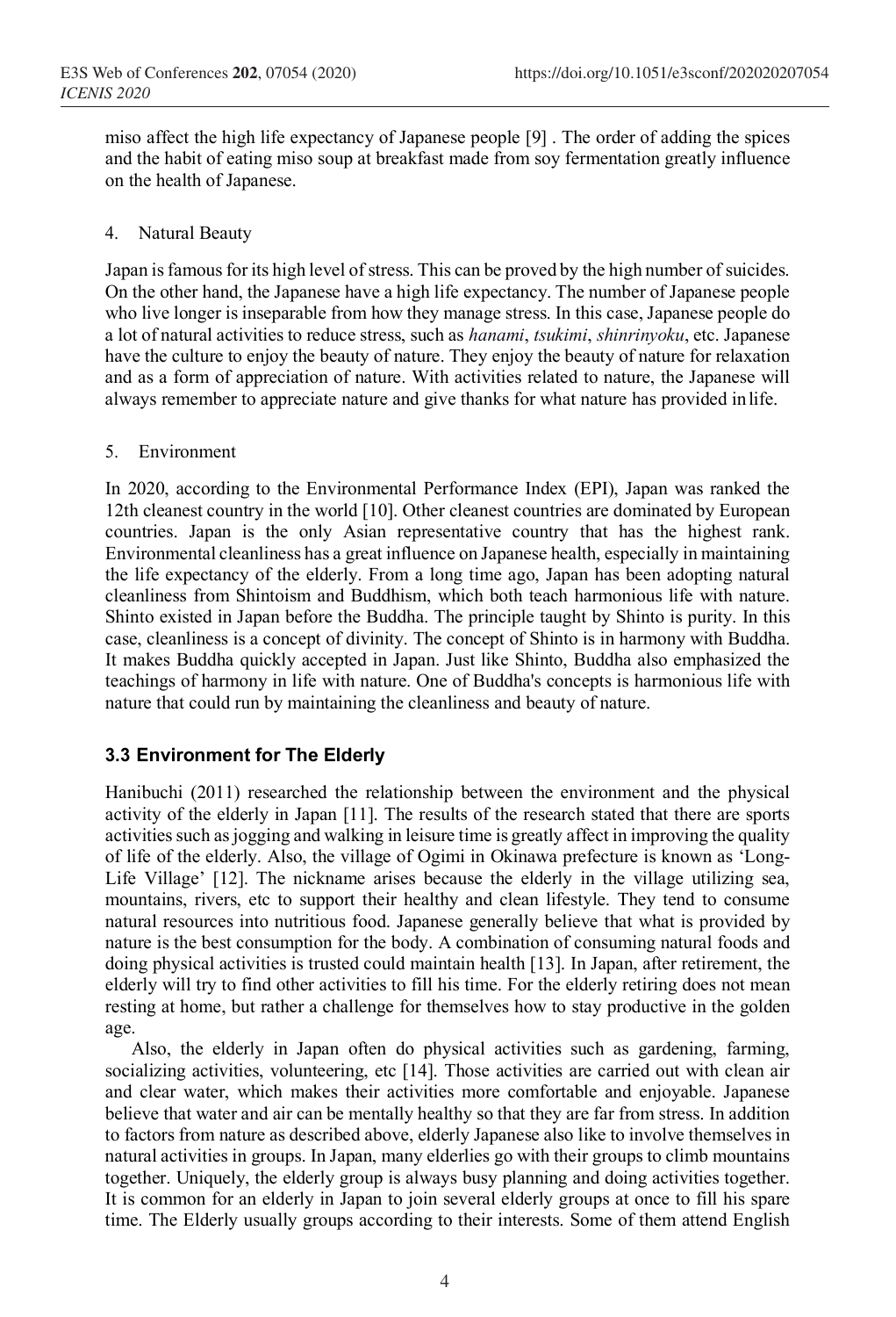miso affect the high life expectancy of Japanese people [9] . The order of adding the spices and the habit of eating miso soup at breakfast made from soy fermentation greatly influence on the health of Japanese.

4. Natural Beauty

Japan is famous for its high level of stress. This can be proved by the high number of suicides. On the other hand, the Japanese have a high life expectancy. The number of Japanese people who live longer is inseparable from how they manage stress. In this case, Japanese people do a lot of natural activities to reduce stress, such as *hanami*, *tsukimi*, *shinrinyoku*, etc. Japanese have the culture to enjoy the beauty of nature. They enjoy the beauty of nature for relaxation and as a form of appreciation of nature. With activities related to nature, the Japanese will always remember to appreciate nature and give thanks for what nature has provided in life.

5. Environment

In 2020, according to the Environmental Performance Index (EPI), Japan was ranked the 12th cleanest country in the world [10]. Other cleanest countries are dominated by European countries. Japan is the only Asian representative country that has the highest rank. Environmental cleanliness has a great influence on Japanese health, especially in maintaining the life expectancy of the elderly. From a long time ago, Japan has been adopting natural cleanliness from Shintoism and Buddhism, which both teach harmonious life with nature. Shinto existed in Japan before the Buddha. The principle taught by Shinto is purity. In this case, cleanliness is a concept of divinity. The concept of Shinto is in harmony with Buddha. It makes Buddha quickly accepted in Japan. Just like Shinto, Buddha also emphasized the teachings of harmony in life with nature. One of Buddha's concepts is harmonious life with nature that could run by maintaining the cleanliness and beauty of nature.

### 3.3 Environment for The Elderly

Hanibuchi (2011) researched the relationship between the environment and the physical activity of the elderly in Japan [11]. The results of the research stated that there are sports activities such as jogging and walking in leisure time is greatly affect in improving the quality of life of the elderly. Also, the village of Ogimi in Okinawa prefecture is known as 'Long-Life Village' [12]. The nickname arises because the elderly in the village utilizing sea, mountains, rivers, etc to support their healthy and clean lifestyle. They tend to consume natural resources into nutritious food. Japanese generally believe that what is provided by nature is the best consumption for the body. A combination of consuming natural foods and doing physical activities is trusted could maintain health [13]. In Japan, after retirement, the elderly will try to find other activities to fill his time. For the elderly retiring does not mean resting at home, but rather a challenge for themselves how to stay productive in the golden age.

Also, the elderly in Japan often do physical activities such as gardening, farming, socializing activities, volunteering, etc [14]. Those activities are carried out with clean air and clear water, which makes their activities more comfortable and enjoyable. Japanese believe that water and air can be mentally healthy so that they are far from stress. In addition to factors from nature as described above, elderly Japanese also like to involve themselves in natural activities in groups. In Japan, many elderlies go with their groups to climb mountains together. Uniquely, the elderly group is always busy planning and doing activities together. It is common for an elderly in Japan to join several elderly groups at once to fill his spare time. The Elderly usually groups according to their interests. Some of them attend English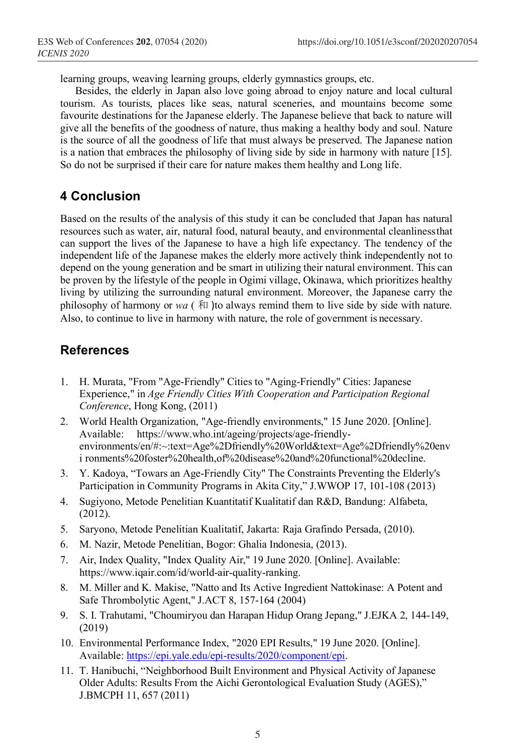learning groups, weaving learning groups, elderly gymnastics groups, etc.

Besides, the elderly in Japan also love going abroad to enjoy nature and local cultural tourism. As tourists, places like seas, natural sceneries, and mountains become some favourite destinations for the Japanese elderly. The Japanese believe that back to nature will give all the benefits of the goodness of nature, thus making a healthy body and soul. Nature is the source of all the goodness of life that must always be preserved. The Japanese nation is a nation that embraces the philosophy of living side by side in harmony with nature [15]. So do not be surprised if their care for nature makes them healthy and Long life.

## 4 Conclusion

Based on the results of the analysis of this study it can be concluded that Japan has natural resources such as water, air, natural food, natural beauty, and environmental cleanlinessthat can support the lives of the Japanese to have a high life expectancy. The tendency of the independent life of the Japanese makes the elderly more actively think independently not to depend on the young generation and be smart in utilizing their natural environment. This can be proven by the lifestyle of the people in Ogimi village, Okinawa, which prioritizes healthy living by utilizing the surrounding natural environment. Moreover, the Japanese carry the philosophy of harmony or *wa* ( 和 )to always remind them to live side by side with nature. Also, to continue to live in harmony with nature, the role of government is necessary.

## References

1. H. Murata, "From "Age-Friendly" Cities to "Aging-Friendly" Cities: Japanese Experience," in *Age Friendly Cities With Cooperation and Participation Regional Conference*, Hong Kong, (2011)
2. World Health Organization, "Age-friendly environments," 15 June 2020. [Online]. Available: https://www.who.int/ageing/projects/age-friendly-environments/en/#:~:text=Age%2Dfriendly%20World&text=Age%2Dfriendly%20envi ronments%20foster%20health,of%20disease%20and%20functional%20decline.
3. Y. Kadoya, "Towars an Age-Friendly City" The Constraints Preventing the Elderly's Participation in Community Programs in Akita City," J.WWOP 17, 101-108 (2013)
4. Sugiyono, Metode Penelitian Kuantitatif Kualitatif dan R&D, Bandung: Alfabeta, (2012).
5. Saryono, Metode Penelitian Kualitatif, Jakarta: Raja Grafindo Persada, (2010).
6. M. Nazir, Metode Penelitian, Bogor: Ghalia Indonesia, (2013).
7. Air, Index Quality, "Index Quality Air," 19 June 2020. [Online]. Available: https://www.iqair.com/id/world-air-quality-ranking.
8. M. Miller and K. Makise, "Natto and Its Active Ingredient Nattokinase: A Potent and Safe Thrombolytic Agent," J.ACT 8, 157-164 (2004)
9. S. I. Trahutami, "Choumiryou dan Harapan Hidup Orang Jepang," J.EJKA 2, 144-149, (2019)
10. Environmental Performance Index, "2020 EPI Results," 19 June 2020. [Online]. Available: https://epi.yale.edu/epi-results/2020/component/epi.
11. T. Hanibuchi, "Neighborhood Built Environment and Physical Activity of Japanese Older Adults: Results From the Aichi Gerontological Evaluation Study (AGES)," J.BMCPH 11, 657 (2011)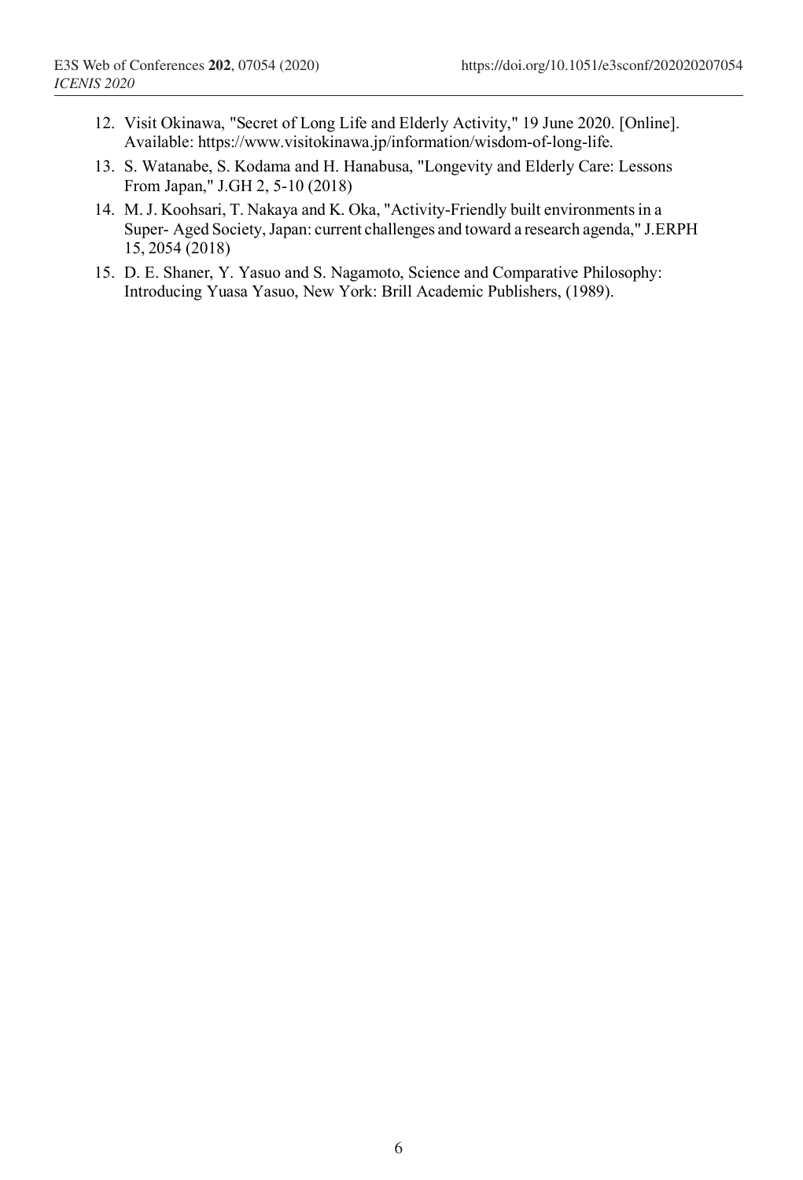12. Visit Okinawa, "Secret of Long Life and Elderly Activity," 19 June 2020. [Online]. Available: https://www.visitokinawa.jp/information/wisdom-of-long-life.
13. S. Watanabe, S. Kodama and H. Hanabusa, "Longevity and Elderly Care: Lessons From Japan," J.GH 2, 5-10 (2018)
14. M. J. Koohsari, T. Nakaya and K. Oka, "Activity-Friendly built environments in a Super- Aged Society, Japan: current challenges and toward a research agenda," J.ERPH 15, 2054 (2018)
15. D. E. Shaner, Y. Yasuo and S. Nagamoto, Science and Comparative Philosophy: Introducing Yuasa Yasuo, New York: Brill Academic Publishers, (1989).